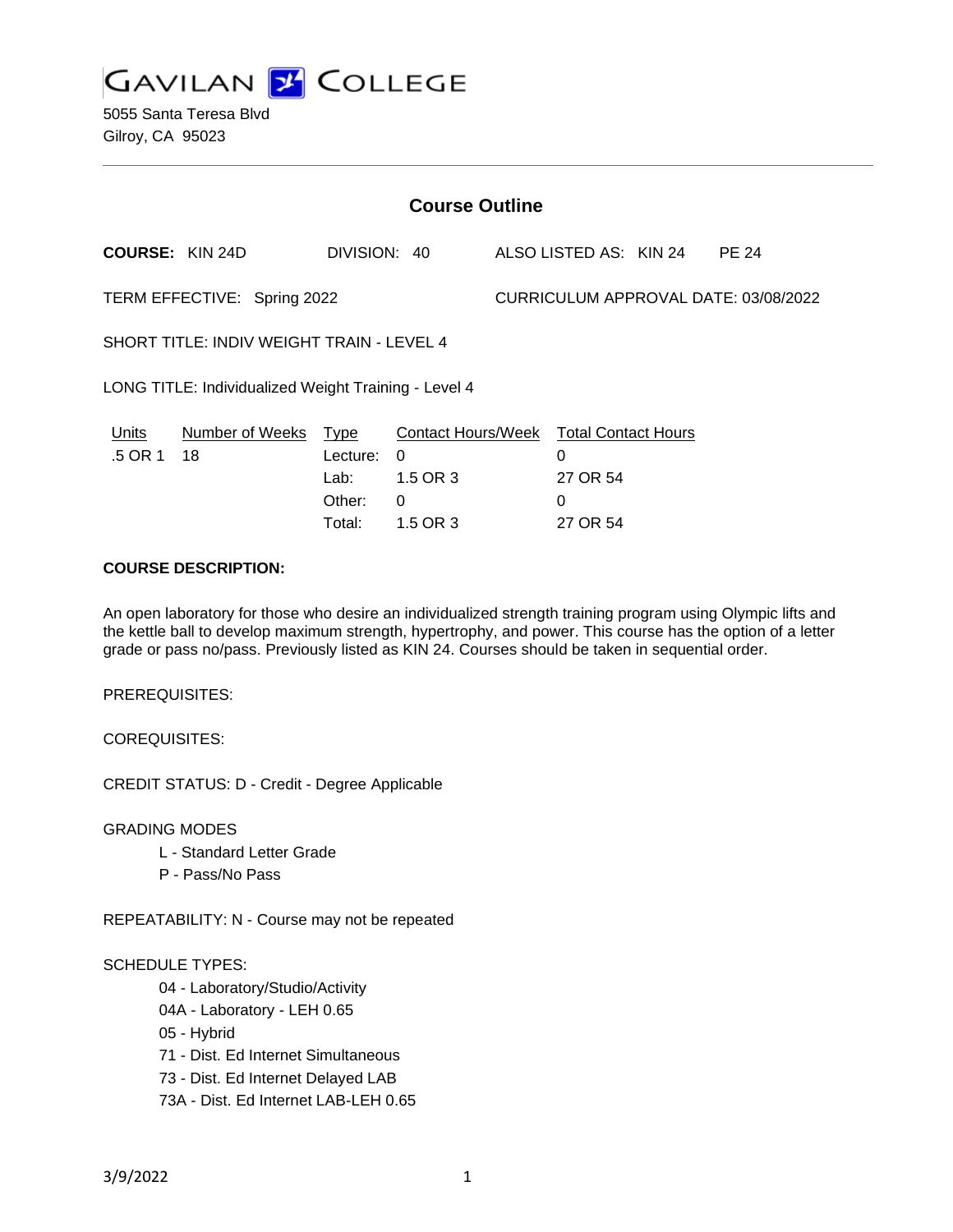# GAVILAN COLLEGE

5055 Santa Teresa Blvd
Gilroy, CA 95023

## Course Outline

**COURSE:** KIN 24D DIVISION: 40 ALSO LISTED AS: KIN 24 PE 24

TERM EFFECTIVE: Spring 2022 CURRICULUM APPROVAL DATE: 03/08/2022

SHORT TITLE: INDIV WEIGHT TRAIN - LEVEL 4

LONG TITLE: Individualized Weight Training - Level 4

| Units | Number of Weeks | Type | Contact Hours/Week | Total Contact Hours |
|---|---|---|---|---|
| .5 OR 1 | 18 | Lecture: | 0 | 0 |
| | | Lab: | 1.5 OR 3 | 27 OR 54 |
| | | Other: | 0 | 0 |
| | | Total: | 1.5 OR 3 | 27 OR 54 |

**COURSE DESCRIPTION:**

An open laboratory for those who desire an individualized strength training program using Olympic lifts and the kettle ball to develop maximum strength, hypertrophy, and power. This course has the option of a letter grade or pass no/pass. Previously listed as KIN 24. Courses should be taken in sequential order.

PREREQUISITES:

COREQUISITES:

CREDIT STATUS: D - Credit - Degree Applicable

GRADING MODES

- L - Standard Letter Grade
- P - Pass/No Pass

REPEATABILITY: N - Course may not be repeated

SCHEDULE TYPES:

- 04 - Laboratory/Studio/Activity
- 04A - Laboratory - LEH 0.65
- 05 - Hybrid
- 71 - Dist. Ed Internet Simultaneous
- 73 - Dist. Ed Internet Delayed LAB
- 73A - Dist. Ed Internet LAB-LEH 0.65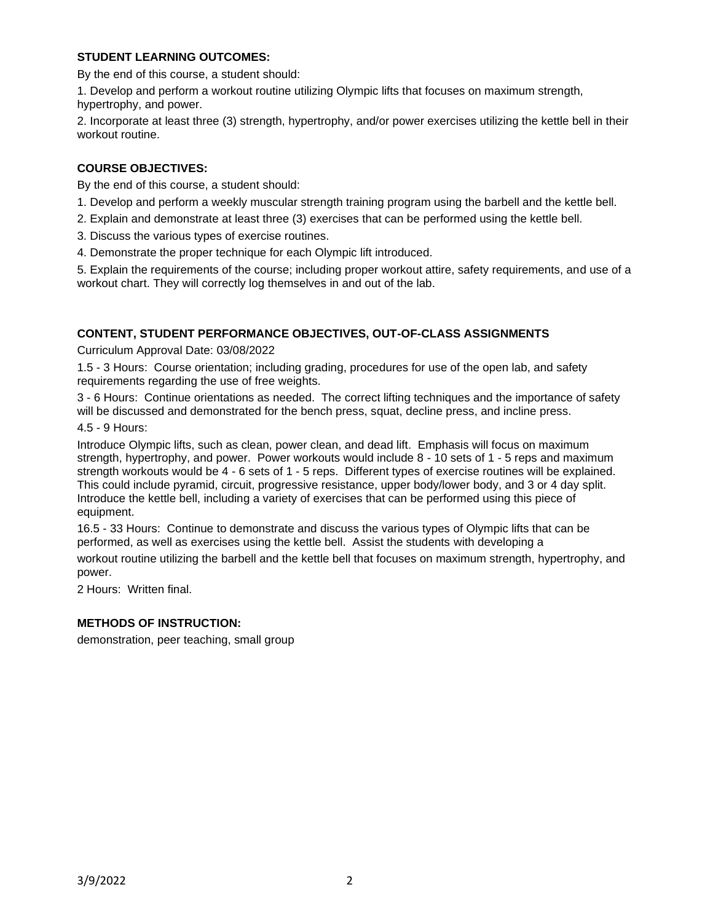**STUDENT LEARNING OUTCOMES:**

By the end of this course, a student should:

1. Develop and perform a workout routine utilizing Olympic lifts that focuses on maximum strength, hypertrophy, and power.

2. Incorporate at least three (3) strength, hypertrophy, and/or power exercises utilizing the kettle bell in their workout routine.

**COURSE OBJECTIVES:**

By the end of this course, a student should:

1. Develop and perform a weekly muscular strength training program using the barbell and the kettle bell.

2. Explain and demonstrate at least three (3) exercises that can be performed using the kettle bell.

3. Discuss the various types of exercise routines.

4. Demonstrate the proper technique for each Olympic lift introduced.

5. Explain the requirements of the course; including proper workout attire, safety requirements, and use of a workout chart. They will correctly log themselves in and out of the lab.

**CONTENT, STUDENT PERFORMANCE OBJECTIVES, OUT-OF-CLASS ASSIGNMENTS**

Curriculum Approval Date: 03/08/2022

1.5 - 3 Hours: Course orientation; including grading, procedures for use of the open lab, and safety requirements regarding the use of free weights.

3 - 6 Hours: Continue orientations as needed. The correct lifting techniques and the importance of safety will be discussed and demonstrated for the bench press, squat, decline press, and incline press.

4.5 - 9 Hours:

Introduce Olympic lifts, such as clean, power clean, and dead lift. Emphasis will focus on maximum strength, hypertrophy, and power. Power workouts would include 8 - 10 sets of 1 - 5 reps and maximum strength workouts would be 4 - 6 sets of 1 - 5 reps. Different types of exercise routines will be explained. This could include pyramid, circuit, progressive resistance, upper body/lower body, and 3 or 4 day split. Introduce the kettle bell, including a variety of exercises that can be performed using this piece of equipment.

16.5 - 33 Hours: Continue to demonstrate and discuss the various types of Olympic lifts that can be performed, as well as exercises using the kettle bell. Assist the students with developing a workout routine utilizing the barbell and the kettle bell that focuses on maximum strength, hypertrophy, and power.

2 Hours: Written final.

**METHODS OF INSTRUCTION:**

demonstration, peer teaching, small group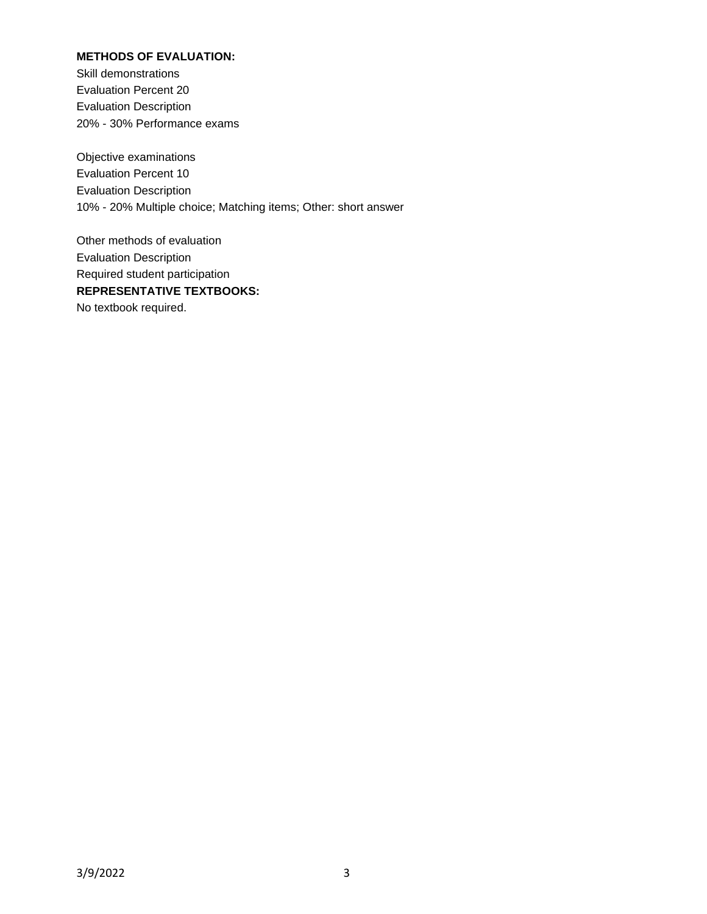**METHODS OF EVALUATION:**

Skill demonstrations
Evaluation Percent 20
Evaluation Description
20% - 30% Performance exams

Objective examinations
Evaluation Percent 10
Evaluation Description
10% - 20% Multiple choice; Matching items; Other: short answer

Other methods of evaluation
Evaluation Description
Required student participation

**REPRESENTATIVE TEXTBOOKS:**

No textbook required.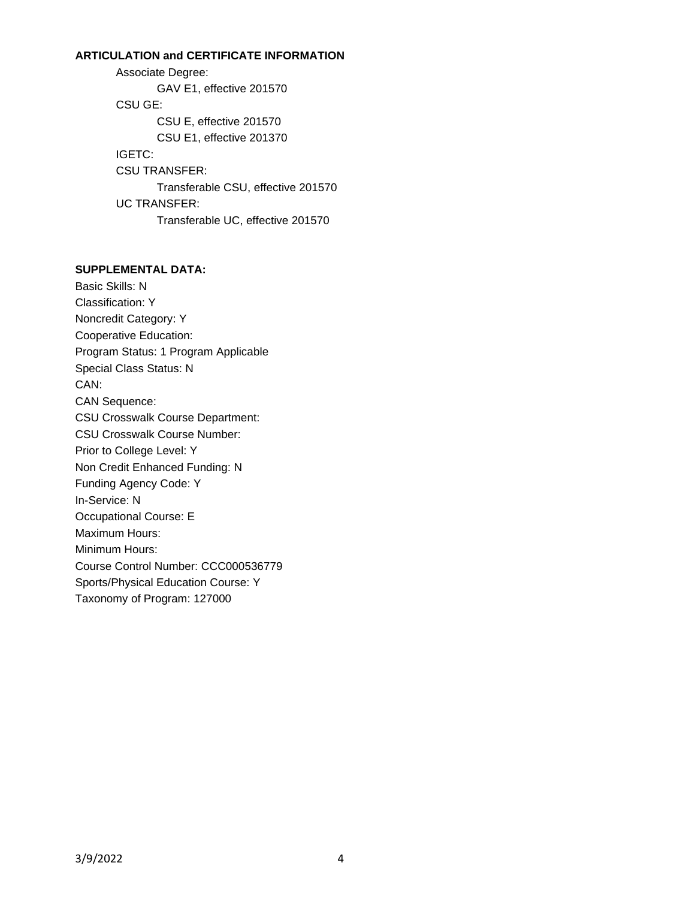**ARTICULATION and CERTIFICATE INFORMATION**

Associate Degree:

GAV E1, effective 201570

CSU GE:

CSU E, effective 201570

CSU E1, effective 201370

IGETC:

CSU TRANSFER:

Transferable CSU, effective 201570

UC TRANSFER:

Transferable UC, effective 201570

**SUPPLEMENTAL DATA:**

Basic Skills: N
Classification: Y
Noncredit Category: Y
Cooperative Education:
Program Status: 1 Program Applicable
Special Class Status: N
CAN:
CAN Sequence:
CSU Crosswalk Course Department:
CSU Crosswalk Course Number:
Prior to College Level: Y
Non Credit Enhanced Funding: N
Funding Agency Code: Y
In-Service: N
Occupational Course: E
Maximum Hours:
Minimum Hours:
Course Control Number: CCC000536779
Sports/Physical Education Course: Y
Taxonomy of Program: 127000